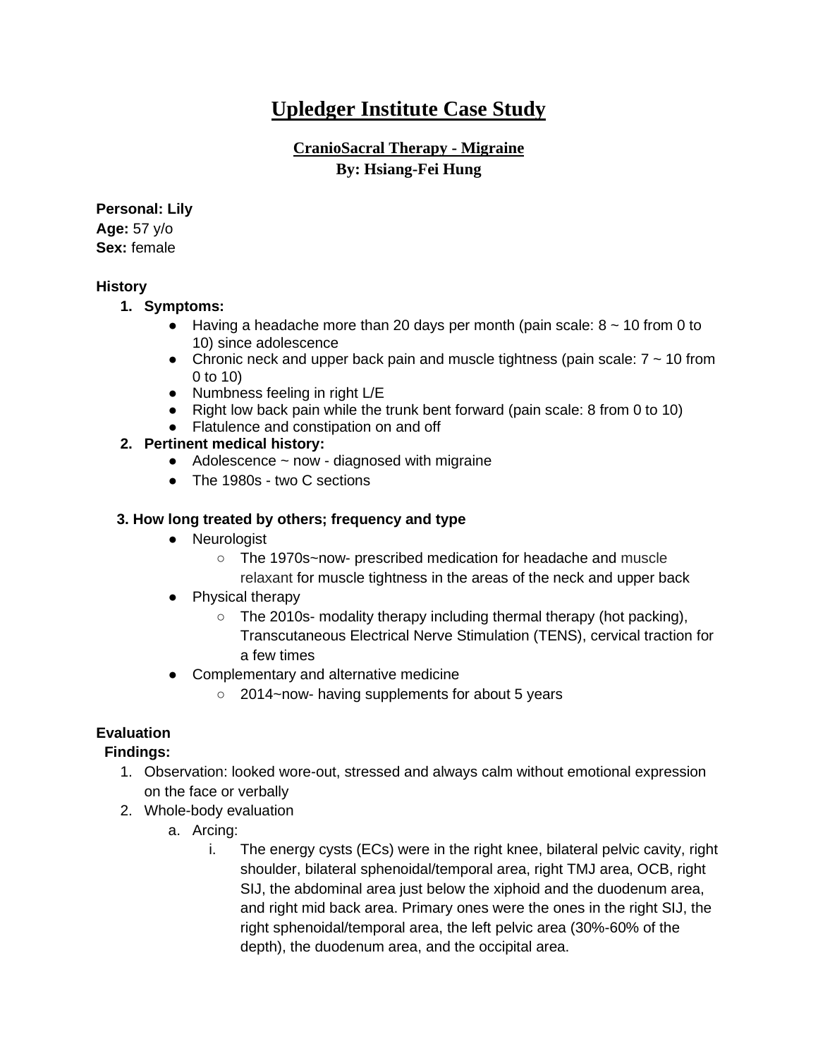# Upledger Institute Case Study

## CranioSacral Therapy - Migraine

**By: Hsiang-Fei Hung**

**Personal: Lily**
**Age:** 57 y/o
**Sex:** female

**History**

1. **Symptoms:**
   - Having a headache more than 20 days per month (pain scale: 8 ~ 10 from 0 to 10) since adolescence
   - Chronic neck and upper back pain and muscle tightness (pain scale: 7 ~ 10 from 0 to 10)
   - Numbness feeling in right L/E
   - Right low back pain while the trunk bent forward (pain scale: 8 from 0 to 10)
   - Flatulence and constipation on and off
2. **Pertinent medical history:**
   - Adolescence ~ now - diagnosed with migraine
   - The 1980s - two C sections

**3. How long treated by others; frequency and type**

- Neurologist
  - The 1970s~now- prescribed medication for headache and muscle relaxant for muscle tightness in the areas of the neck and upper back
- Physical therapy
  - The 2010s- modality therapy including thermal therapy (hot packing), Transcutaneous Electrical Nerve Stimulation (TENS), cervical traction for a few times
- Complementary and alternative medicine
  - 2014~now- having supplements for about 5 years

**Evaluation**

**Findings:**

1. Observation: looked wore-out, stressed and always calm without emotional expression on the face or verbally
2. Whole-body evaluation
   a. Arcing:
      i. The energy cysts (ECs) were in the right knee, bilateral pelvic cavity, right shoulder, bilateral sphenoidal/temporal area, right TMJ area, OCB, right SIJ, the abdominal area just below the xiphoid and the duodenum area, and right mid back area. Primary ones were the ones in the right SIJ, the right sphenoidal/temporal area, the left pelvic area (30%-60% of the depth), the duodenum area, and the occipital area.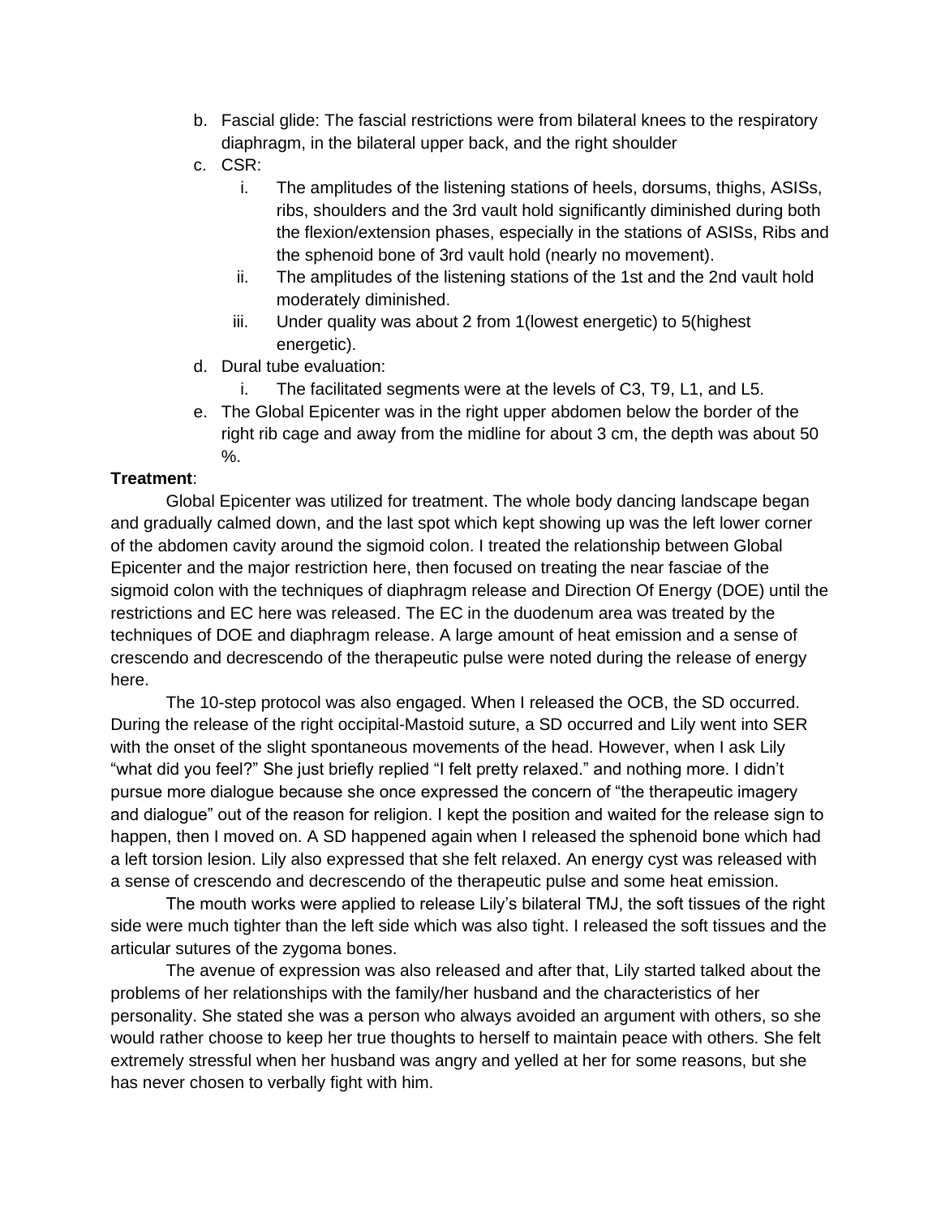b. Fascial glide: The fascial restrictions were from bilateral knees to the respiratory diaphragm, in the bilateral upper back, and the right shoulder

c. CSR:

   i. The amplitudes of the listening stations of heels, dorsums, thighs, ASISs, ribs, shoulders and the 3rd vault hold significantly diminished during both the flexion/extension phases, especially in the stations of ASISs, Ribs and the sphenoid bone of 3rd vault hold (nearly no movement).

   ii. The amplitudes of the listening stations of the 1st and the 2nd vault hold moderately diminished.

   iii. Under quality was about 2 from 1(lowest energetic) to 5(highest energetic).

d. Dural tube evaluation:

   i. The facilitated segments were at the levels of C3, T9, L1, and L5.

e. The Global Epicenter was in the right upper abdomen below the border of the right rib cage and away from the midline for about 3 cm, the depth was about 50 %.

**Treatment**:

Global Epicenter was utilized for treatment. The whole body dancing landscape began and gradually calmed down, and the last spot which kept showing up was the left lower corner of the abdomen cavity around the sigmoid colon. I treated the relationship between Global Epicenter and the major restriction here, then focused on treating the near fasciae of the sigmoid colon with the techniques of diaphragm release and Direction Of Energy (DOE) until the restrictions and EC here was released. The EC in the duodenum area was treated by the techniques of DOE and diaphragm release. A large amount of heat emission and a sense of crescendo and decrescendo of the therapeutic pulse were noted during the release of energy here.

The 10-step protocol was also engaged. When I released the OCB, the SD occurred. During the release of the right occipital-Mastoid suture, a SD occurred and Lily went into SER with the onset of the slight spontaneous movements of the head. However, when I ask Lily "what did you feel?" She just briefly replied "I felt pretty relaxed." and nothing more. I didn't pursue more dialogue because she once expressed the concern of "the therapeutic imagery and dialogue" out of the reason for religion. I kept the position and waited for the release sign to happen, then I moved on. A SD happened again when I released the sphenoid bone which had a left torsion lesion. Lily also expressed that she felt relaxed. An energy cyst was released with a sense of crescendo and decrescendo of the therapeutic pulse and some heat emission.

The mouth works were applied to release Lily's bilateral TMJ, the soft tissues of the right side were much tighter than the left side which was also tight. I released the soft tissues and the articular sutures of the zygoma bones.

The avenue of expression was also released and after that, Lily started talked about the problems of her relationships with the family/her husband and the characteristics of her personality. She stated she was a person who always avoided an argument with others, so she would rather choose to keep her true thoughts to herself to maintain peace with others. She felt extremely stressful when her husband was angry and yelled at her for some reasons, but she has never chosen to verbally fight with him.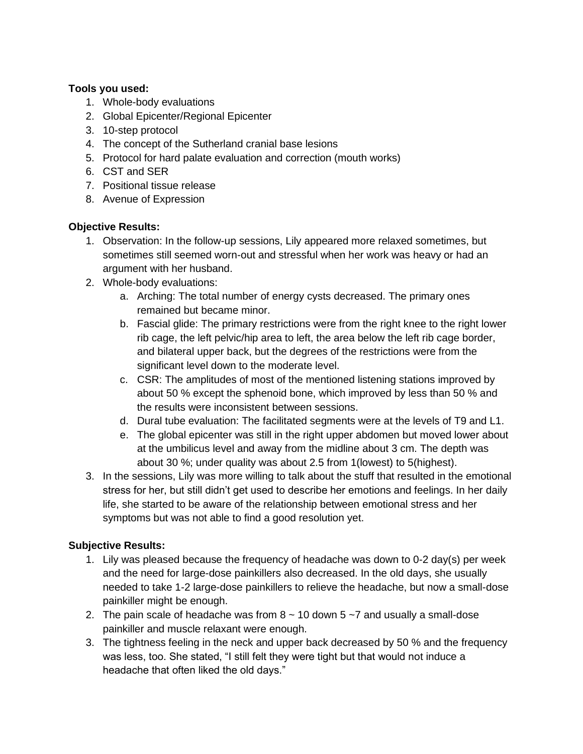**Tools you used:**

1. Whole-body evaluations
2. Global Epicenter/Regional Epicenter
3. 10-step protocol
4. The concept of the Sutherland cranial base lesions
5. Protocol for hard palate evaluation and correction (mouth works)
6. CST and SER
7. Positional tissue release
8. Avenue of Expression

**Objective Results:**

1. Observation: In the follow-up sessions, Lily appeared more relaxed sometimes, but sometimes still seemed worn-out and stressful when her work was heavy or had an argument with her husband.
2. Whole-body evaluations:
   a. Arching: The total number of energy cysts decreased. The primary ones remained but became minor.
   b. Fascial glide: The primary restrictions were from the right knee to the right lower rib cage, the left pelvic/hip area to left, the area below the left rib cage border, and bilateral upper back, but the degrees of the restrictions were from the significant level down to the moderate level.
   c. CSR: The amplitudes of most of the mentioned listening stations improved by about 50 % except the sphenoid bone, which improved by less than 50 % and the results were inconsistent between sessions.
   d. Dural tube evaluation: The facilitated segments were at the levels of T9 and L1.
   e. The global epicenter was still in the right upper abdomen but moved lower about at the umbilicus level and away from the midline about 3 cm. The depth was about 30 %; under quality was about 2.5 from 1(lowest) to 5(highest).
3. In the sessions, Lily was more willing to talk about the stuff that resulted in the emotional stress for her, but still didn't get used to describe her emotions and feelings. In her daily life, she started to be aware of the relationship between emotional stress and her symptoms but was not able to find a good resolution yet.

**Subjective Results:**

1. Lily was pleased because the frequency of headache was down to 0-2 day(s) per week and the need for large-dose painkillers also decreased. In the old days, she usually needed to take 1-2 large-dose painkillers to relieve the headache, but now a small-dose painkiller might be enough.
2. The pain scale of headache was from 8 ~ 10 down 5 ~7 and usually a small-dose painkiller and muscle relaxant were enough.
3. The tightness feeling in the neck and upper back decreased by 50 % and the frequency was less, too. She stated, "I still felt they were tight but that would not induce a headache that often liked the old days."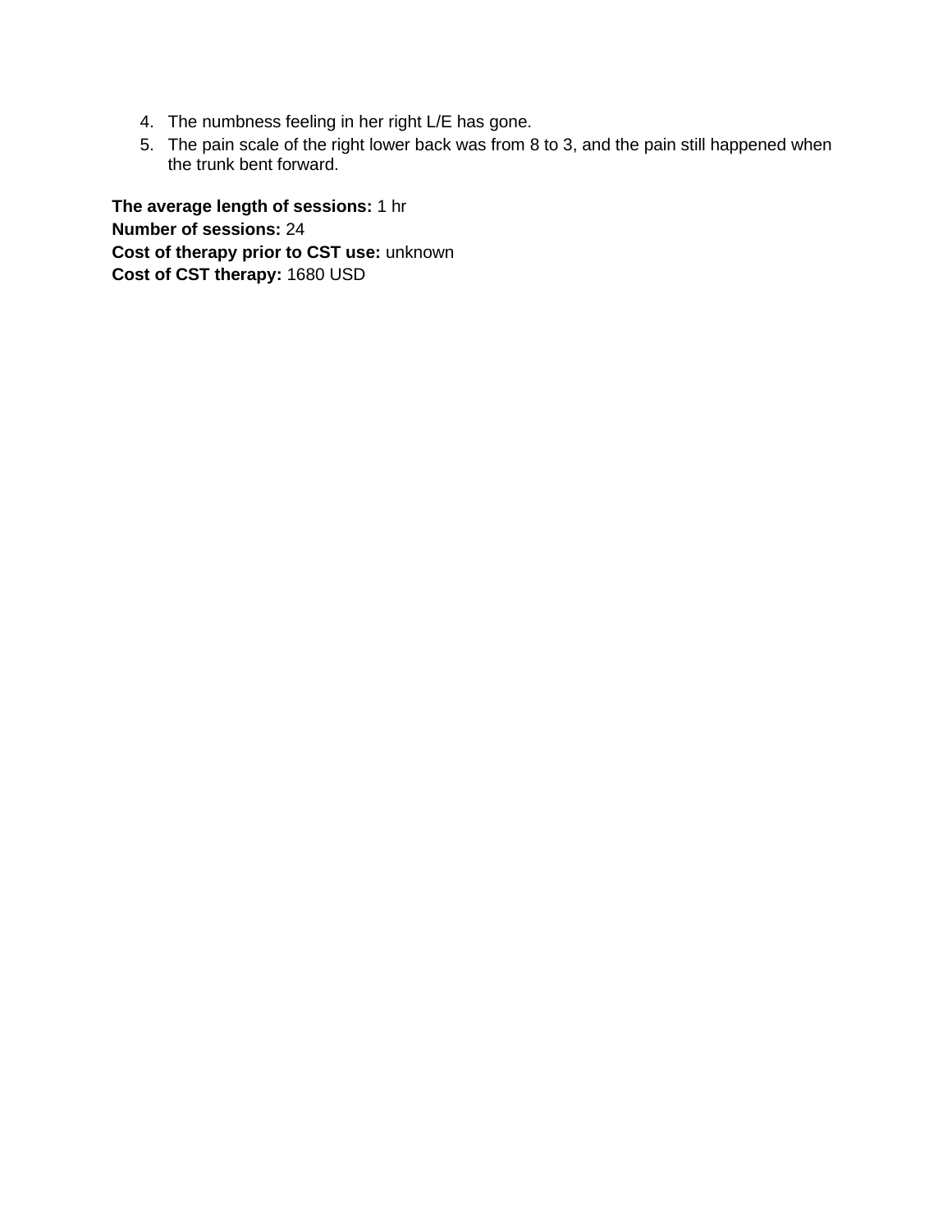4. The numbness feeling in her right L/E has gone.
5. The pain scale of the right lower back was from 8 to 3, and the pain still happened when the trunk bent forward.

**The average length of sessions:** 1 hr
**Number of sessions:** 24
**Cost of therapy prior to CST use:** unknown
**Cost of CST therapy:** 1680 USD